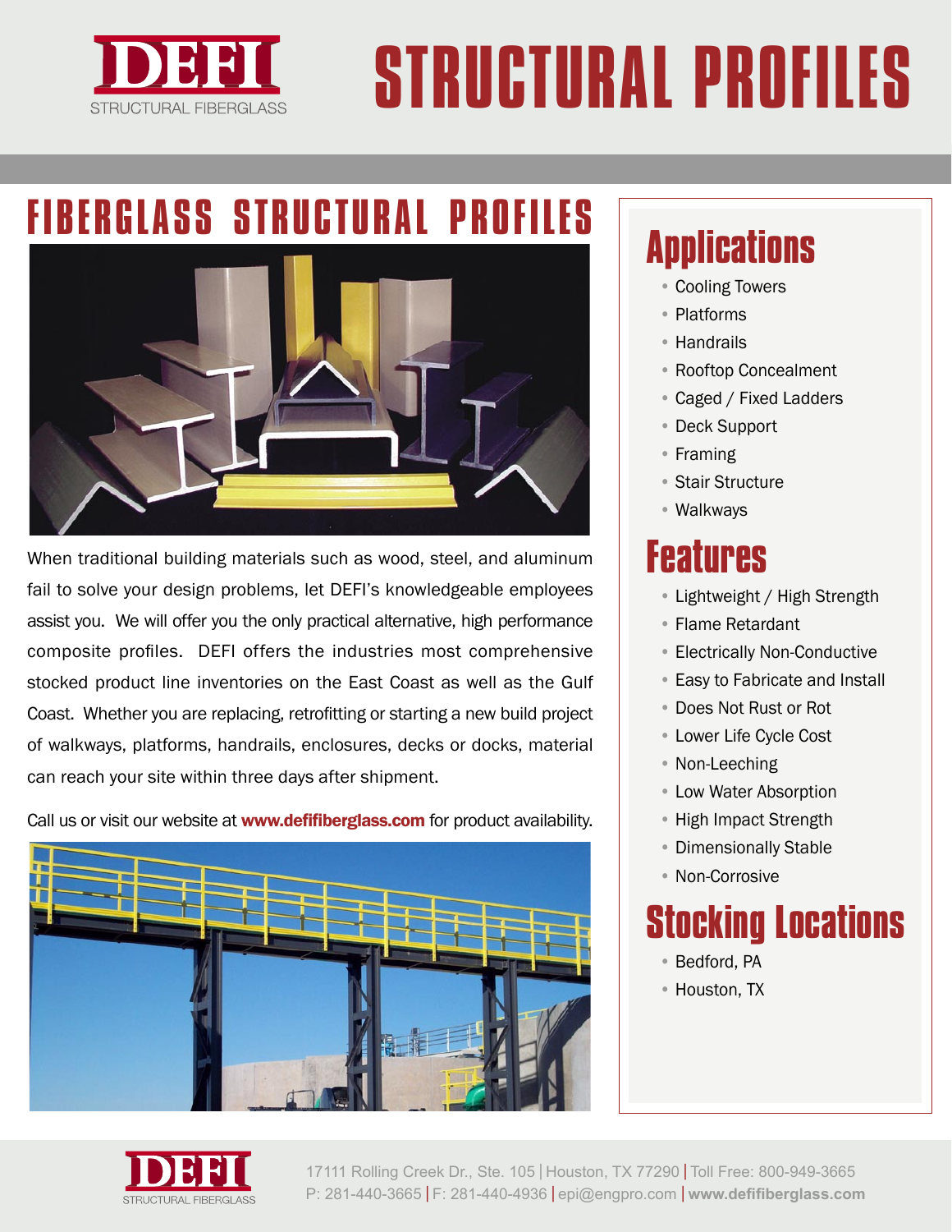# DEFI STRUCTURAL FIBERGLASS

# STRUCTURAL PROFILES

## FIBERGLASS STRUCTURAL PROFILES

When traditional building materials such as wood, steel, and aluminum fail to solve your design problems, let DEFI's knowledgeable employees assist you. We will offer you the only practical alternative, high performance composite profiles. DEFI offers the industries most comprehensive stocked product line inventories on the East Coast as well as the Gulf Coast. Whether you are replacing, retrofitting or starting a new build project of walkways, platforms, handrails, enclosures, decks or docks, material can reach your site within three days after shipment.

Call us or visit our website at **www.defifiberglass.com** for product availability.

## Applications

- Cooling Towers
- Platforms
- Handrails
- Rooftop Concealment
- Caged / Fixed Ladders
- Deck Support
- Framing
- Stair Structure
- Walkways

## Features

- Lightweight / High Strength
- Flame Retardant
- Electrically Non-Conductive
- Easy to Fabricate and Install
- Does Not Rust or Rot
- Lower Life Cycle Cost
- Non-Leeching
- Low Water Absorption
- High Impact Strength
- Dimensionally Stable
- Non-Corrosive

## Stocking Locations

- Bedford, PA
- Houston, TX

DEFI STRUCTURAL FIBERGLASS

17111 Rolling Creek Dr., Ste. 105 | Houston, TX 77290 | Toll Free: 800-949-3665
P: 281-440-3665 | F: 281-440-4936 | epi@engpro.com | **www.defifiberglass.com**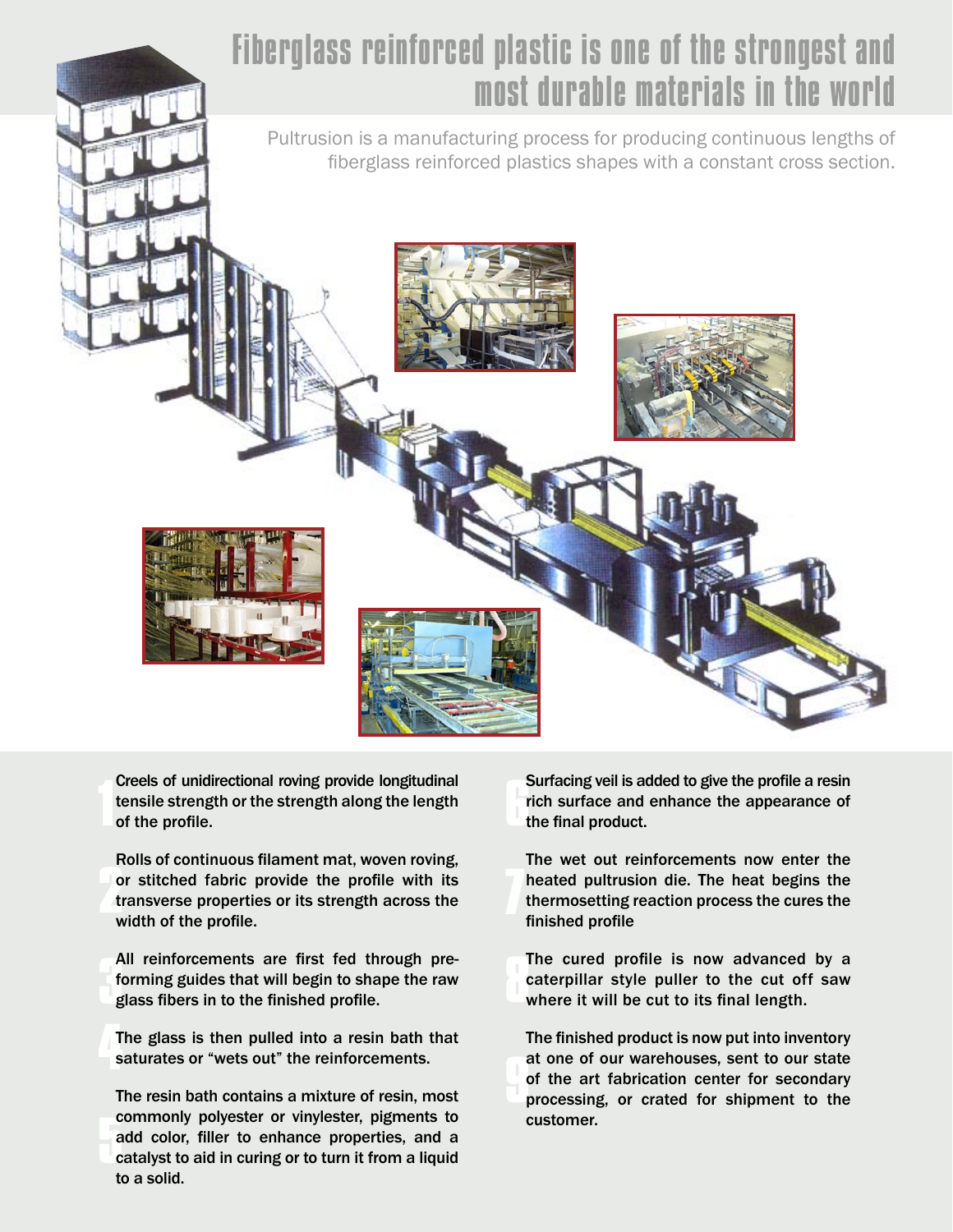# Fiberglass reinforced plastic is one of the strongest and most durable materials in the world

Pultrusion is a manufacturing process for producing continuous lengths of fiberglass reinforced plastics shapes with a constant cross section.

1. Creels of unidirectional roving provide longitudinal tensile strength or the strength along the length of the profile.

2. Rolls of continuous filament mat, woven roving, or stitched fabric provide the profile with its transverse properties or its strength across the width of the profile.

3. All reinforcements are first fed through pre-forming guides that will begin to shape the raw glass fibers in to the finished profile.

4. The glass is then pulled into a resin bath that saturates or "wets out" the reinforcements.

5. The resin bath contains a mixture of resin, most commonly polyester or vinylester, pigments to add color, filler to enhance properties, and a catalyst to aid in curing or to turn it from a liquid to a solid.

6. Surfacing veil is added to give the profile a resin rich surface and enhance the appearance of the final product.

7. The wet out reinforcements now enter the heated pultrusion die. The heat begins the thermosetting reaction process the cures the finished profile

8. The cured profile is now advanced by a caterpillar style puller to the cut off saw where it will be cut to its final length.

9. The finished product is now put into inventory at one of our warehouses, sent to our state of the art fabrication center for secondary processing, or crated for shipment to the customer.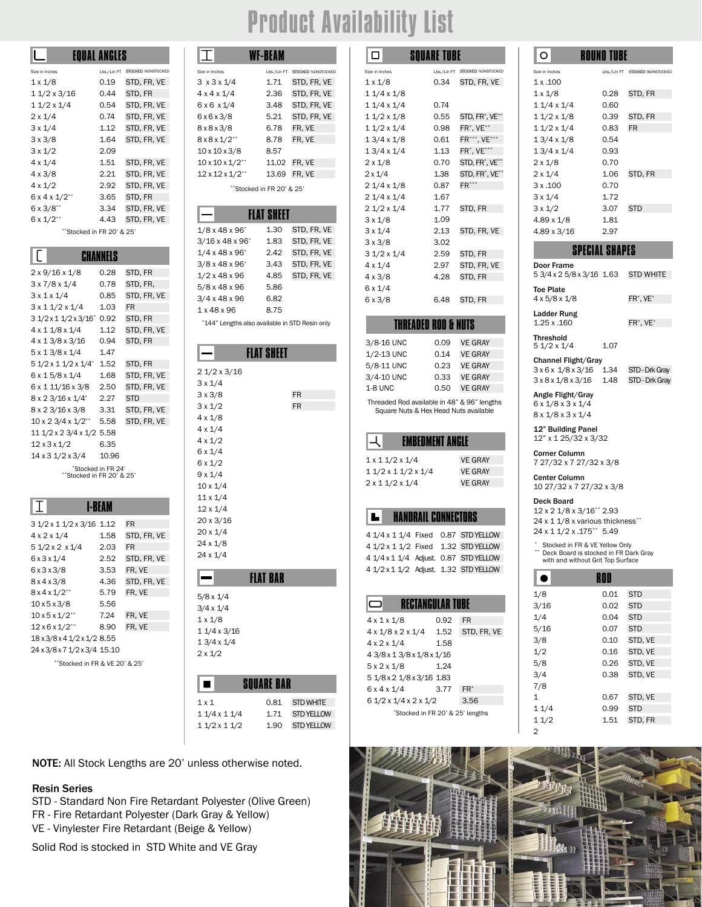# Product Availability List

## EQUAL ANGLES

| Size in Inches | Lbs./Lin FT | STOCKED NONSTOCKED |
|---|---|---|
| 1 x 1/8 | 0.19 | STD, FR, VE |
| 1 1/2 x 3/16 | 0.44 | STD, FR |
| 1 1/2 x 1/4 | 0.54 | STD, FR, VE |
| 2 x 1/4 | 0.74 | STD, FR, VE |
| 3 x 1/4 | 1.12 | STD, FR, VE |
| 3 x 3/8 | 1.64 | STD, FR, VE |
| 3 x 1/2 | 2.09 | |
| 4 x 1/4 | 1.51 | STD, FR, VE |
| 4 x 3/8 | 2.21 | STD, FR, VE |
| 4 x 1/2 | 2.92 | STD, FR, VE |
| 6 x 4 x 1/2** | 3.65 | STD, FR |
| 6 x 3/8** | 3.34 | STD, FR, VE |
| 6 x 1/2** | 4.43 | STD, FR, VE |

**Stocked in FR 20' & 25'

## CHANNELS

| Size in Inches | Lbs./Lin FT | STOCKED NONSTOCKED |
|---|---|---|
| 2 x 9/16 x 1/8 | 0.28 | STD, FR |
| 3 x 7/8 x 1/4 | 0.78 | STD, FR, |
| 3 x 1 x 1/4 | 0.85 | STD, FR, VE |
| 3 x 1 1/2 x 1/4 | 1.03 | FR |
| 3 1/2 x 1 1/2 x 3/16* | 0.92 | STD, FR |
| 4 x 1 1/8 x 1/4 | 1.12 | STD, FR, VE |
| 4 x 1 3/8 x 3/16 | 0.94 | STD, FR |
| 5 x 1 3/8 x 1/4 | 1.47 | |
| 5 1/2 x 1 1/2 x 1/4* | 1.52 | STD, FR |
| 6 x 1 5/8 x 1/4 | 1.68 | STD, FR, VE |
| 6 x 1 11/16 x 3/8 | 2.50 | STD, FR, VE |
| 8 x 2 3/16 x 1/4* | 2.27 | STD |
| 8 x 2 3/16 x 3/8 | 3.31 | STD, FR, VE |
| 10 x 2 3/4 x 1/2** | 5.58 | STD, FR, VE |
| 11 1/2 x 2 3/4 x 1/2 | 5.58 | |
| 12 x 3 x 1/2 | 6.35 | |
| 14 x 3 1/2 x 3/4 | 10.96 | |

*Stocked in FR 24'
**Stocked in FR 20' & 25'

## I-BEAM

| Size in Inches | Lbs./Lin FT | STOCKED NONSTOCKED |
|---|---|---|
| 3 1/2 x 1 1/2 x 3/16 | 1.12 | FR |
| 4 x 2 x 1/4 | 1.58 | STD, FR, VE |
| 5 1/2 x 2 x 1/4 | 2.03 | FR |
| 6 x 3 x 1/4 | 2.52 | STD, FR, VE |
| 6 x 3 x 3/8 | 3.53 | FR, VE |
| 8 x 4 x 3/8 | 4.36 | STD, FR, VE |
| 8 x 4 x 1/2** | 5.79 | FR, VE |
| 10 x 5 x 3/8 | 5.56 | |
| 10 x 5 x 1/2** | 7.24 | FR, VE |
| 12 x 6 x 1/2** | 8.90 | FR, VE |
| 18 x 3/8 x 4 1/2 x 1/2 | 8.55 | |
| 24 x 3/8 x 7 1/2 x 3/4 | 15.10 | |

**Stocked in FR & VE 20' & 25'

## WF-BEAM

| Size in Inches | Lbs./Lin FT | STOCKED NONSTOCKED |
|---|---|---|
| 3 x 3 x 1/4 | 1.71 | STD, FR, VE |
| 4 x 4 x 1/4 | 2.36 | STD, FR, VE |
| 6 x 6 x 1/4 | 3.48 | STD, FR, VE |
| 6 x 6 x 3/8 | 5.21 | STD, FR, VE |
| 8 x 8 x 3/8 | 6.78 | FR, VE |
| 8 x 8 x 1/2** | 8.78 | FR, VE |
| 10 x 10 x 3/8 | 8.57 | |
| 10 x 10 x 1/2** | 11.02 | FR, VE |
| 12 x 12 x 1/2** | 13.69 | FR, VE |

**Stocked in FR 20' & 25'

## FLAT SHEET

| Size in Inches | Lbs./Lin FT | STOCKED NONSTOCKED |
|---|---|---|
| 1/8 x 48 x 96* | 1.30 | STD, FR, VE |
| 3/16 x 48 x 96* | 1.83 | STD, FR, VE |
| 1/4 x 48 x 96* | 2.42 | STD, FR, VE |
| 3/8 x 48 x 96* | 3.43 | STD, FR, VE |
| 1/2 x 48 x 96 | 4.85 | STD, FR, VE |
| 5/8 x 48 x 96 | 5.86 | |
| 3/4 x 48 x 96 | 6.82 | |
| 1 x 48 x 96 | 8.75 | |

*144" Lengths also available in STD Resin only

## FLAT SHEET

| Size in Inches | STOCKED NONSTOCKED |
|---|---|
| 2 1/2 x 3/16 | |
| 3 x 1/4 | |
| 3 x 3/8 | FR |
| 3 x 1/2 | FR |
| 4 x 1/8 | |
| 4 x 1/4 | |
| 4 x 1/2 | |
| 6 x 1/4 | |
| 6 x 1/2 | |
| 9 x 1/4 | |
| 10 x 1/4 | |
| 11 x 1/4 | |
| 12 x 1/4 | |
| 20 x 3/16 | |
| 20 x 1/4 | |
| 24 x 1/8 | |
| 24 x 1/4 | |

## FLAT BAR

| Size in Inches |
|---|
| 5/8 x 1/4 |
| 3/4 x 1/4 |
| 1 x 1/8 |
| 1 1/4 x 3/16 |
| 1 3/4 x 1/4 |
| 2 x 1/2 |

## SQUARE BAR

| Size in Inches | Lbs./Lin FT | STOCKED NONSTOCKED |
|---|---|---|
| 1 x 1 | 0.81 | STD WHITE |
| 1 1/4 x 1 1/4 | 1.71 | STD YELLOW |
| 1 1/2 x 1 1/2 | 1.90 | STD YELLOW |

## SQUARE TUBE

| Size in Inches | Lbs./Lin FT | STOCKED NONSTOCKED |
|---|---|---|
| 1 x 1/8 | 0.34 | STD, FR, VE |
| 1 1/4 x 1/8 | | |
| 1 1/4 x 1/4 | 0.74 | |
| 1 1/2 x 1/8 | 0.55 | STD, FR*, VE** |
| 1 1/2 x 1/4 | 0.98 | FR*, VE** |
| 1 3/4 x 1/8 | 0.61 | FR***, VE*** |
| 1 3/4 x 1/4 | 1.13 | FR*, VE*** |
| 2 x 1/8 | 0.70 | STD, FR*, VE** |
| 2 x 1/4 | 1.38 | STD, FR*, VE** |
| 2 1/4 x 1/8 | 0.87 | FR*** |
| 2 1/4 x 1/4 | 1.67 | |
| 2 1/2 x 1/4 | 1.77 | STD, FR |
| 3 x 1/8 | 1.09 | |
| 3 x 1/4 | 2.13 | STD, FR, VE |
| 3 x 3/8 | 3.02 | |
| 3 1/2 x 1/4 | 2.59 | STD, FR |
| 4 x 1/4 | 2.97 | STD, FR, VE |
| 4 x 3/8 | 4.28 | STD, FR |
| 6 x 1/4 | | |
| 6 x 3/8 | 6.48 | STD, FR |

## THREADED ROD & NUTS

| Size | Lbs./Lin FT | Stocked |
|---|---|---|
| 3/8-16 UNC | 0.09 | VE GRAY |
| 1/2-13 UNC | 0.14 | VE GRAY |
| 5/8-11 UNC | 0.23 | VE GRAY |
| 3/4-10 UNC | 0.33 | VE GRAY |
| 1-8 UNC | 0.50 | VE GRAY |

Threaded Rod available in 48" & 96" lengths
Square Nuts & Hex Head Nuts available

## EMBEDMENT ANGLE

| Size | Stocked |
|---|---|
| 1 x 1 1/2 x 1/4 | VE GRAY |
| 1 1/2 x 1 1/2 x 1/4 | VE GRAY |
| 2 x 1 1/2 x 1/4 | VE GRAY |

## HANDRAIL CONNECTORS

| Size | Lbs./Lin FT | Stocked |
|---|---|---|
| 4 1/4 x 1 1/4 Fixed | 0.87 | STD YELLOW |
| 4 1/2 x 1 1/2 Fixed | 1.32 | STD YELLOW |
| 4 1/4 x 1 1/4 Adjust. | 0.87 | STD YELLOW |
| 4 1/2 x 1 1/2 Adjust. | 1.32 | STD YELLOW |

## RECTANGULAR TUBE

| Size | Lbs./Lin FT | Stocked |
|---|---|---|
| 4 x 1 x 1/8 | 0.92 | FR |
| 4 x 1/8 x 2 x 1/4 | 1.52 | STD, FR, VE |
| 4 x 2 x 1/4 | 1.58 | |
| 4 3/8 x 1 3/8 x 1/8 x 1/16 | | |
| 5 x 2 x 1/8 | 1.24 | |
| 5 1/8 x 2 1/8 x 3/16 | 1.83 | |
| 6 x 4 x 1/4 | 3.77 | FR* |
| 6 1/2 x 1/4 x 2 x 1/2 | 3.56 | |

*Stocked in FR 20' & 25' lengths

## ROUND TUBE

| Size in Inches | Lbs./Lin FT | STOCKED NONSTOCKED |
|---|---|---|
| 1 x .100 | | |
| 1 x 1/8 | 0.28 | STD, FR |
| 1 1/4 x 1/4 | 0.60 | |
| 1 1/2 x 1/8 | 0.39 | STD, FR |
| 1 1/2 x 1/4 | 0.83 | FR |
| 1 3/4 x 1/8 | 0.54 | |
| 1 3/4 x 1/4 | 0.93 | |
| 2 x 1/8 | 0.70 | |
| 2 x 1/4 | 1.06 | STD, FR |
| 3 x .100 | 0.70 | |
| 3 x 1/4 | 1.72 | |
| 3 x 1/2 | 3.07 | STD |
| 4.89 x 1/8 | 1.81 | |
| 4.89 x 3/16 | 2.97 | |

## SPECIAL SHAPES

**Door Frame**
5 3/4 x 2 5/8 x 3/16 — 1.63 — STD WHITE

**Toe Plate**
4 x 5/8 x 1/8 — FR*, VE*

**Ladder Rung**
1.25 x .160 — FR*, VE*

**Threshold**
5 1/2 x 1/4 — 1.07

**Channel Flight/Gray**
3 x 6 x 1/8 x 3/16 — 1.34 — STD - Drk Gray
3 x 8 x 1/8 x 3/16 — 1.48 — STD - Drk Gray

**Angle Flight/Gray**
6 x 1/8 x 3 x 1/4
8 x 1/8 x 3 x 1/4

**12" Building Panel**
12" x 1 25/32 x 3/32

**Corner Column**
7 27/32 x 7 27/32 x 3/8

**Center Column**
10 27/32 x 7 27/32 x 3/8

**Deck Board**
12 x 2 1/8 x 3/16** — 2.93
24 x 1 1/8 x various thickness**
24 x 1 1/2 x .175** — 5.49

\* Stocked in FR & VE Yellow Only
\*\* Deck Board is stocked in FR Dark Gray with and without Grit Top Surface

## ROD

| Size | Lbs./Lin FT | Stocked |
|---|---|---|
| 1/8 | 0.01 | STD |
| 3/16 | 0.02 | STD |
| 1/4 | 0.04 | STD |
| 5/16 | 0.07 | STD |
| 3/8 | 0.10 | STD, VE |
| 1/2 | 0.16 | STD, VE |
| 5/8 | 0.26 | STD, VE |
| 3/4 | 0.38 | STD, VE |
| 7/8 | | |
| 1 | 0.67 | STD, VE |
| 1 1/4 | 0.99 | STD |
| 1 1/2 | 1.51 | STD, FR |
| 2 | | |

**NOTE:** All Stock Lengths are 20' unless otherwise noted.

**Resin Series**
STD - Standard Non Fire Retardant Polyester (Olive Green)
FR - Fire Retardant Polyester (Dark Gray & Yellow)
VE - Vinylester Fire Retardant (Beige & Yellow)

Solid Rod is stocked in STD White and VE Gray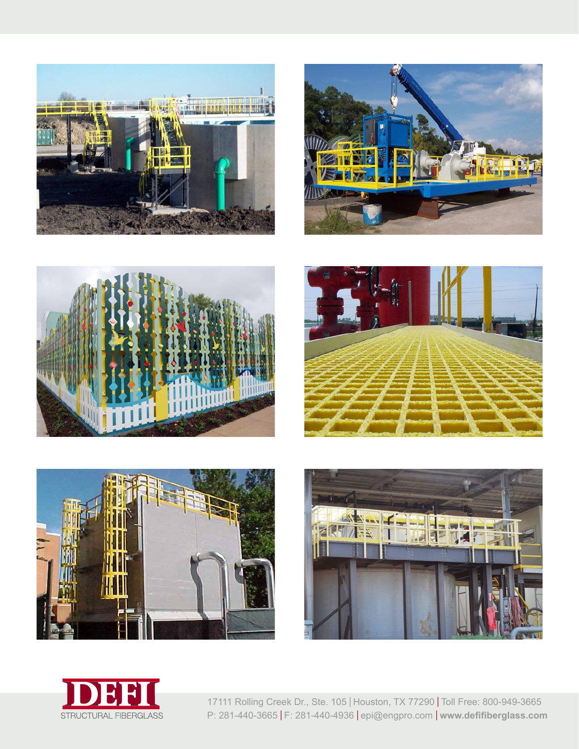DEFI

STRUCTURAL FIBERGLASS

17111 Rolling Creek Dr., Ste. 105 | Houston, TX 77290 | Toll Free: 800-949-3665

P: 281-440-3665 | F: 281-440-4936 | epi@engpro.com | **www.defifiberglass.com**